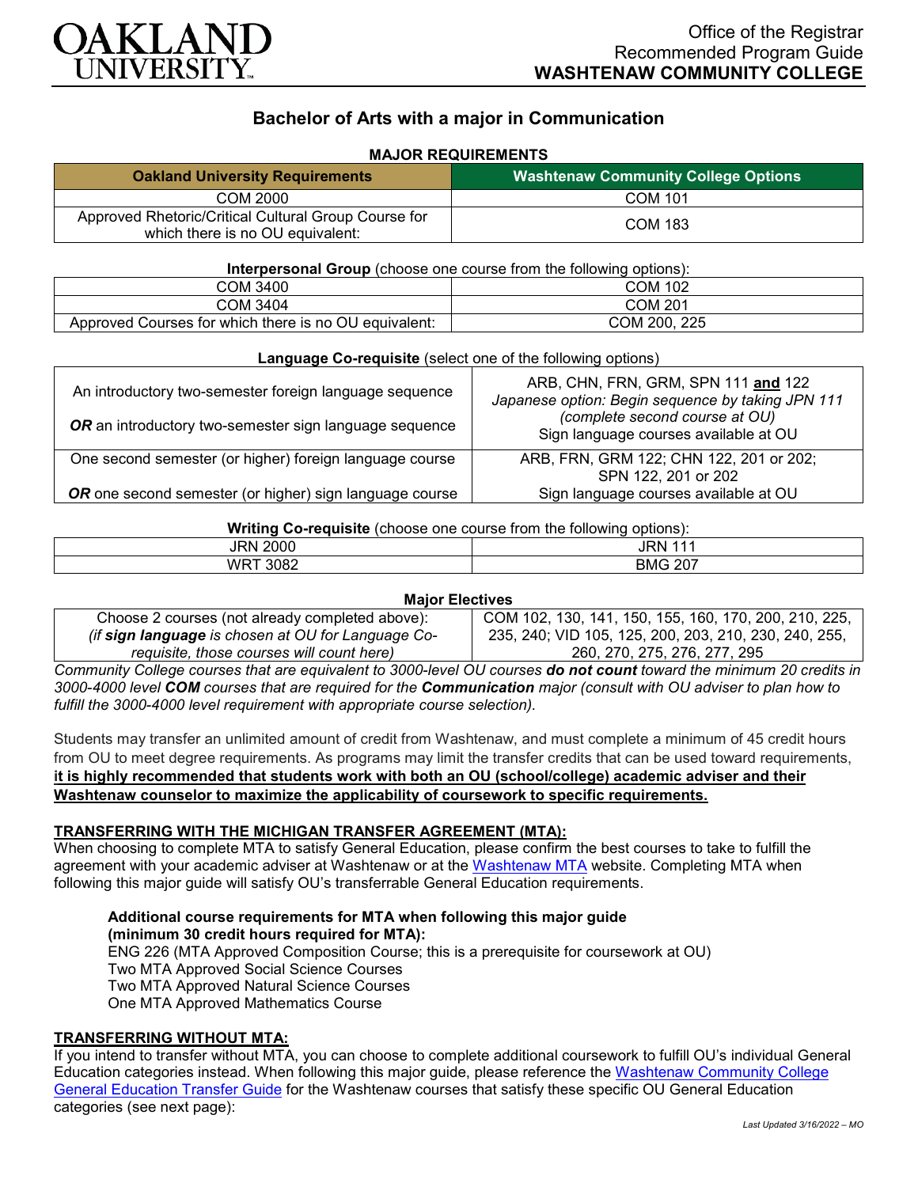Office of the Registrar
Recommended Program Guide
**WASHTENAW COMMUNITY COLLEGE**

# Bachelor of Arts with a major in Communication

## MAJOR REQUIREMENTS

| Oakland University Requirements | Washtenaw Community College Options |
|---|---|
| COM 2000 | COM 101 |
| Approved Rhetoric/Critical Cultural Group Course for which there is no OU equivalent: | COM 183 |

**Interpersonal Group** (choose one course from the following options):

| | |
|---|---|
| COM 3400 | COM 102 |
| COM 3404 | COM 201 |
| Approved Courses for which there is no OU equivalent: | COM 200, 225 |

**Language Co-requisite** (select one of the following options)

| | |
|---|---|
| An introductory two-semester foreign language sequence<br><br>***OR*** an introductory two-semester sign language sequence | ARB, CHN, FRN, GRM, SPN 111 **and** 122<br>*Japanese option: Begin sequence by taking JPN 111 (complete second course at OU)*<br>Sign language courses available at OU |
| One second semester (or higher) foreign language course<br><br>***OR*** one second semester (or higher) sign language course | ARB, FRN, GRM 122; CHN 122, 201 or 202; SPN 122, 201 or 202<br>Sign language courses available at OU |

**Writing Co-requisite** (choose one course from the following options):

| | |
|---|---|
| JRN 2000 | JRN 111 |
| WRT 3082 | BMG 207 |

**Major Electives**

| | |
|---|---|
| Choose 2 courses (not already completed above):<br>*(if **sign language** is chosen at OU for Language Co-requisite, those courses will count here)* | COM 102, 130, 141, 150, 155, 160, 170, 200, 210, 225, 235, 240; VID 105, 125, 200, 203, 210, 230, 240, 255, 260, 270, 275, 276, 277, 295 |

*Community College courses that are equivalent to 3000-level OU courses **do not count** toward the minimum 20 credits in 3000-4000 level **COM** courses that are required for the **Communication** major (consult with OU adviser to plan how to fulfill the 3000-4000 level requirement with appropriate course selection).*

Students may transfer an unlimited amount of credit from Washtenaw, and must complete a minimum of 45 credit hours from OU to meet degree requirements. As programs may limit the transfer credits that can be used toward requirements, **it is highly recommended that students work with both an OU (school/college) academic adviser and their Washtenaw counselor to maximize the applicability of coursework to specific requirements.**

### TRANSFERRING WITH THE MICHIGAN TRANSFER AGREEMENT (MTA):

When choosing to complete MTA to satisfy General Education, please confirm the best courses to take to fulfill the agreement with your academic adviser at Washtenaw or at the Washtenaw MTA website. Completing MTA when following this major guide will satisfy OU's transferrable General Education requirements.

**Additional course requirements for MTA when following this major guide (minimum 30 credit hours required for MTA):**
ENG 226 (MTA Approved Composition Course; this is a prerequisite for coursework at OU)
Two MTA Approved Social Science Courses
Two MTA Approved Natural Science Courses
One MTA Approved Mathematics Course

### TRANSFERRING WITHOUT MTA:

If you intend to transfer without MTA, you can choose to complete additional coursework to fulfill OU's individual General Education categories instead. When following this major guide, please reference the Washtenaw Community College General Education Transfer Guide for the Washtenaw courses that satisfy these specific OU General Education categories (see next page):

*Last Updated 3/16/2022 – MO*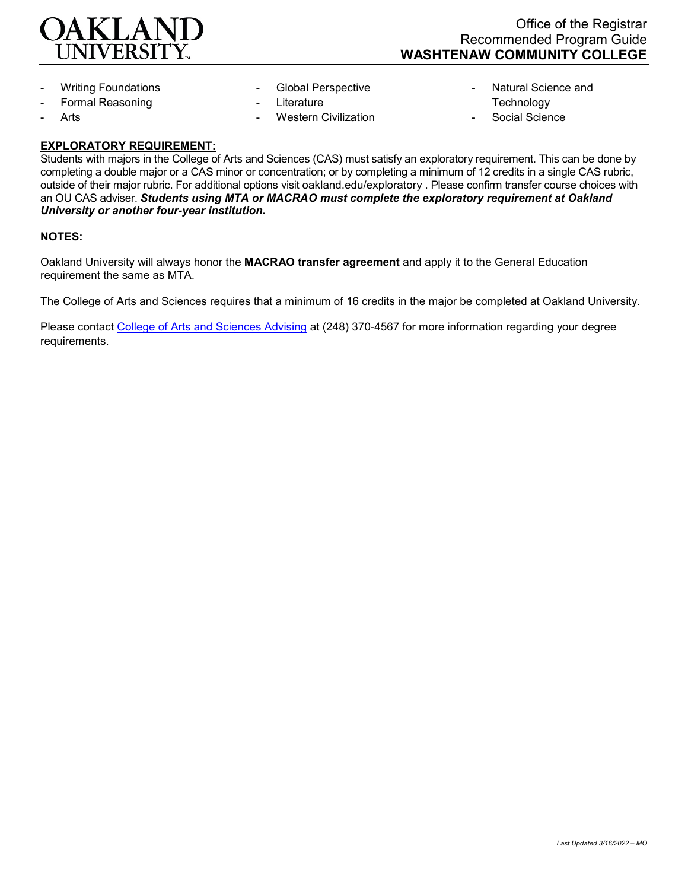- Writing Foundations
- Formal Reasoning
- Arts
- Global Perspective
- Literature
- Western Civilization
- Natural Science and Technology
- Social Science

**EXPLORATORY REQUIREMENT:**

Students with majors in the College of Arts and Sciences (CAS) must satisfy an exploratory requirement. This can be done by completing a double major or a CAS minor or concentration; or by completing a minimum of 12 credits in a single CAS rubric, outside of their major rubric. For additional options visit oakland.edu/exploratory . Please confirm transfer course choices with an OU CAS adviser. ***Students using MTA or MACRAO must complete the exploratory requirement at Oakland University or another four-year institution.***

**NOTES:**

Oakland University will always honor the **MACRAO transfer agreement** and apply it to the General Education requirement the same as MTA.

The College of Arts and Sciences requires that a minimum of 16 credits in the major be completed at Oakland University.

Please contact College of Arts and Sciences Advising at (248) 370-4567 for more information regarding your degree requirements.

*Last Updated 3/16/2022 – MO*